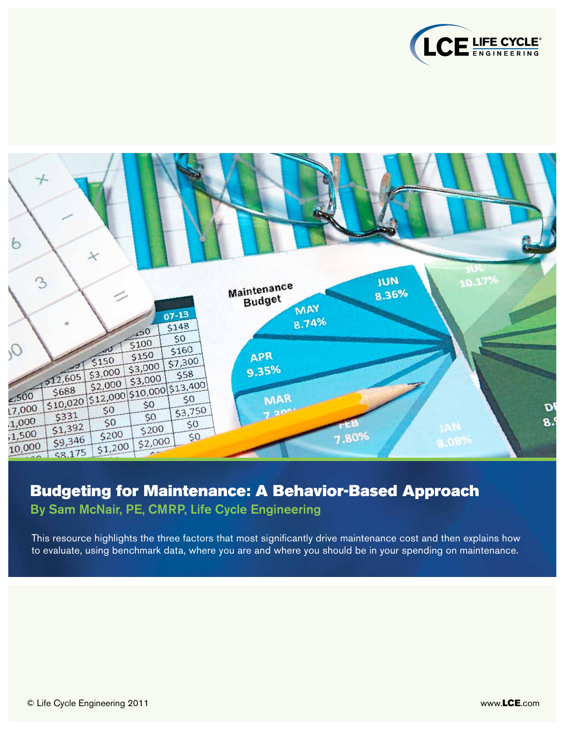# Budgeting for Maintenance: A Behavior-Based Approach

**By Sam McNair, PE, CMRP, Life Cycle Engineering**

This resource highlights the three factors that most significantly drive maintenance cost and then explains how to evaluate, using benchmark data, where you are and where you should be in your spending on maintenance.

© Life Cycle Engineering 2011

www.LCE.com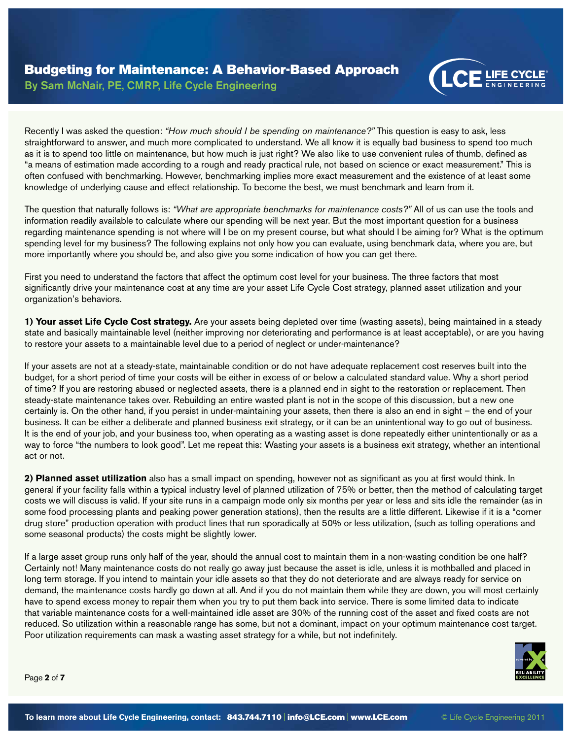# Budgeting for Maintenance: A Behavior-Based Approach

By Sam McNair, PE, CMRP, Life Cycle Engineering

Recently I was asked the question: *"How much should I be spending on maintenance?"* This question is easy to ask, less straightforward to answer, and much more complicated to understand. We all know it is equally bad business to spend too much as it is to spend too little on maintenance, but how much is just right? We also like to use convenient rules of thumb, defined as "a means of estimation made according to a rough and ready practical rule, not based on science or exact measurement." This is often confused with benchmarking. However, benchmarking implies more exact measurement and the existence of at least some knowledge of underlying cause and effect relationship. To become the best, we must benchmark and learn from it.

The question that naturally follows is: *"What are appropriate benchmarks for maintenance costs?"* All of us can use the tools and information readily available to calculate where our spending will be next year. But the most important question for a business regarding maintenance spending is not where will I be on my present course, but what should I be aiming for? What is the optimum spending level for my business? The following explains not only how you can evaluate, using benchmark data, where you are, but more importantly where you should be, and also give you some indication of how you can get there.

First you need to understand the factors that affect the optimum cost level for your business. The three factors that most significantly drive your maintenance cost at any time are your asset Life Cycle Cost strategy, planned asset utilization and your organization's behaviors.

**1) Your asset Life Cycle Cost strategy.** Are your assets being depleted over time (wasting assets), being maintained in a steady state and basically maintainable level (neither improving nor deteriorating and performance is at least acceptable), or are you having to restore your assets to a maintainable level due to a period of neglect or under-maintenance?

If your assets are not at a steady-state, maintainable condition or do not have adequate replacement cost reserves built into the budget, for a short period of time your costs will be either in excess of or below a calculated standard value. Why a short period of time? If you are restoring abused or neglected assets, there is a planned end in sight to the restoration or replacement. Then steady-state maintenance takes over. Rebuilding an entire wasted plant is not in the scope of this discussion, but a new one certainly is. On the other hand, if you persist in under-maintaining your assets, then there is also an end in sight – the end of your business. It can be either a deliberate and planned business exit strategy, or it can be an unintentional way to go out of business. It is the end of your job, and your business too, when operating as a wasting asset is done repeatedly either unintentionally or as a way to force "the numbers to look good". Let me repeat this: Wasting your assets is a business exit strategy, whether an intentional act or not.

**2) Planned asset utilization** also has a small impact on spending, however not as significant as you at first would think. In general if your facility falls within a typical industry level of planned utilization of 75% or better, then the method of calculating target costs we will discuss is valid. If your site runs in a campaign mode only six months per year or less and sits idle the remainder (as in some food processing plants and peaking power generation stations), then the results are a little different. Likewise if it is a "corner drug store" production operation with product lines that run sporadically at 50% or less utilization, (such as tolling operations and some seasonal products) the costs might be slightly lower.

If a large asset group runs only half of the year, should the annual cost to maintain them in a non-wasting condition be one half? Certainly not! Many maintenance costs do not really go away just because the asset is idle, unless it is mothballed and placed in long term storage. If you intend to maintain your idle assets so that they do not deteriorate and are always ready for service on demand, the maintenance costs hardly go down at all. And if you do not maintain them while they are down, you will most certainly have to spend excess money to repair them when you try to put them back into service. There is some limited data to indicate that variable maintenance costs for a well-maintained idle asset are 30% of the running cost of the asset and fixed costs are not reduced. So utilization within a reasonable range has some, but not a dominant, impact on your optimum maintenance cost target. Poor utilization requirements can mask a wasting asset strategy for a while, but not indefinitely.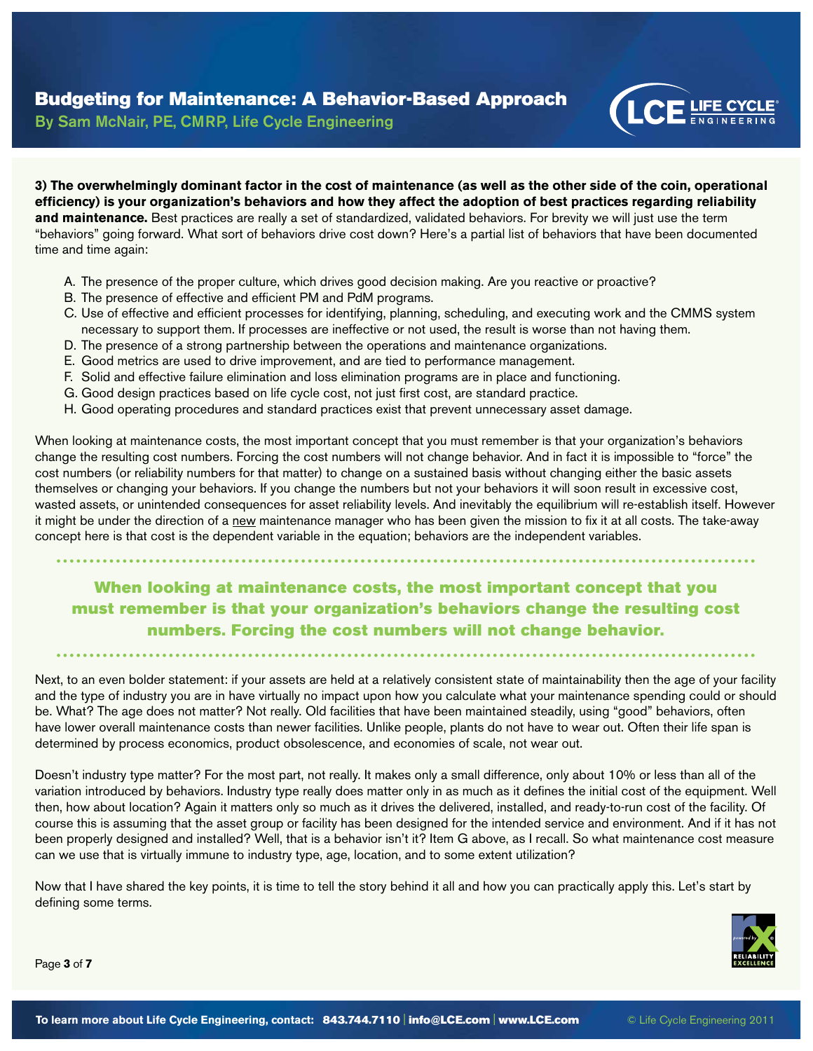**3) The overwhelmingly dominant factor in the cost of maintenance (as well as the other side of the coin, operational efficiency) is your organization's behaviors and how they affect the adoption of best practices regarding reliability and maintenance.** Best practices are really a set of standardized, validated behaviors. For brevity we will just use the term "behaviors" going forward. What sort of behaviors drive cost down? Here's a partial list of behaviors that have been documented time and time again:

A. The presence of the proper culture, which drives good decision making. Are you reactive or proactive?
B. The presence of effective and efficient PM and PdM programs.
C. Use of effective and efficient processes for identifying, planning, scheduling, and executing work and the CMMS system necessary to support them. If processes are ineffective or not used, the result is worse than not having them.
D. The presence of a strong partnership between the operations and maintenance organizations.
E. Good metrics are used to drive improvement, and are tied to performance management.
F. Solid and effective failure elimination and loss elimination programs are in place and functioning.
G. Good design practices based on life cycle cost, not just first cost, are standard practice.
H. Good operating procedures and standard practices exist that prevent unnecessary asset damage.

When looking at maintenance costs, the most important concept that you must remember is that your organization's behaviors change the resulting cost numbers. Forcing the cost numbers will not change behavior. And in fact it is impossible to "force" the cost numbers (or reliability numbers for that matter) to change on a sustained basis without changing either the basic assets themselves or changing your behaviors. If you change the numbers but not your behaviors it will soon result in excessive cost, wasted assets, or unintended consequences for asset reliability levels. And inevitably the equilibrium will re-establish itself. However it might be under the direction of a new maintenance manager who has been given the mission to fix it at all costs. The take-away concept here is that cost is the dependent variable in the equation; behaviors are the independent variables.

**When looking at maintenance costs, the most important concept that you must remember is that your organization's behaviors change the resulting cost numbers. Forcing the cost numbers will not change behavior.**

Next, to an even bolder statement: if your assets are held at a relatively consistent state of maintainability then the age of your facility and the type of industry you are in have virtually no impact upon how you calculate what your maintenance spending could or should be. What? The age does not matter? Not really. Old facilities that have been maintained steadily, using "good" behaviors, often have lower overall maintenance costs than newer facilities. Unlike people, plants do not have to wear out. Often their life span is determined by process economics, product obsolescence, and economies of scale, not wear out.

Doesn't industry type matter? For the most part, not really. It makes only a small difference, only about 10% or less than all of the variation introduced by behaviors. Industry type really does matter only in as much as it defines the initial cost of the equipment. Well then, how about location? Again it matters only so much as it drives the delivered, installed, and ready-to-run cost of the facility. Of course this is assuming that the asset group or facility has been designed for the intended service and environment. And if it has not been properly designed and installed? Well, that is a behavior isn't it? Item G above, as I recall. So what maintenance cost measure can we use that is virtually immune to industry type, age, location, and to some extent utilization?

Now that I have shared the key points, it is time to tell the story behind it all and how you can practically apply this. Let's start by defining some terms.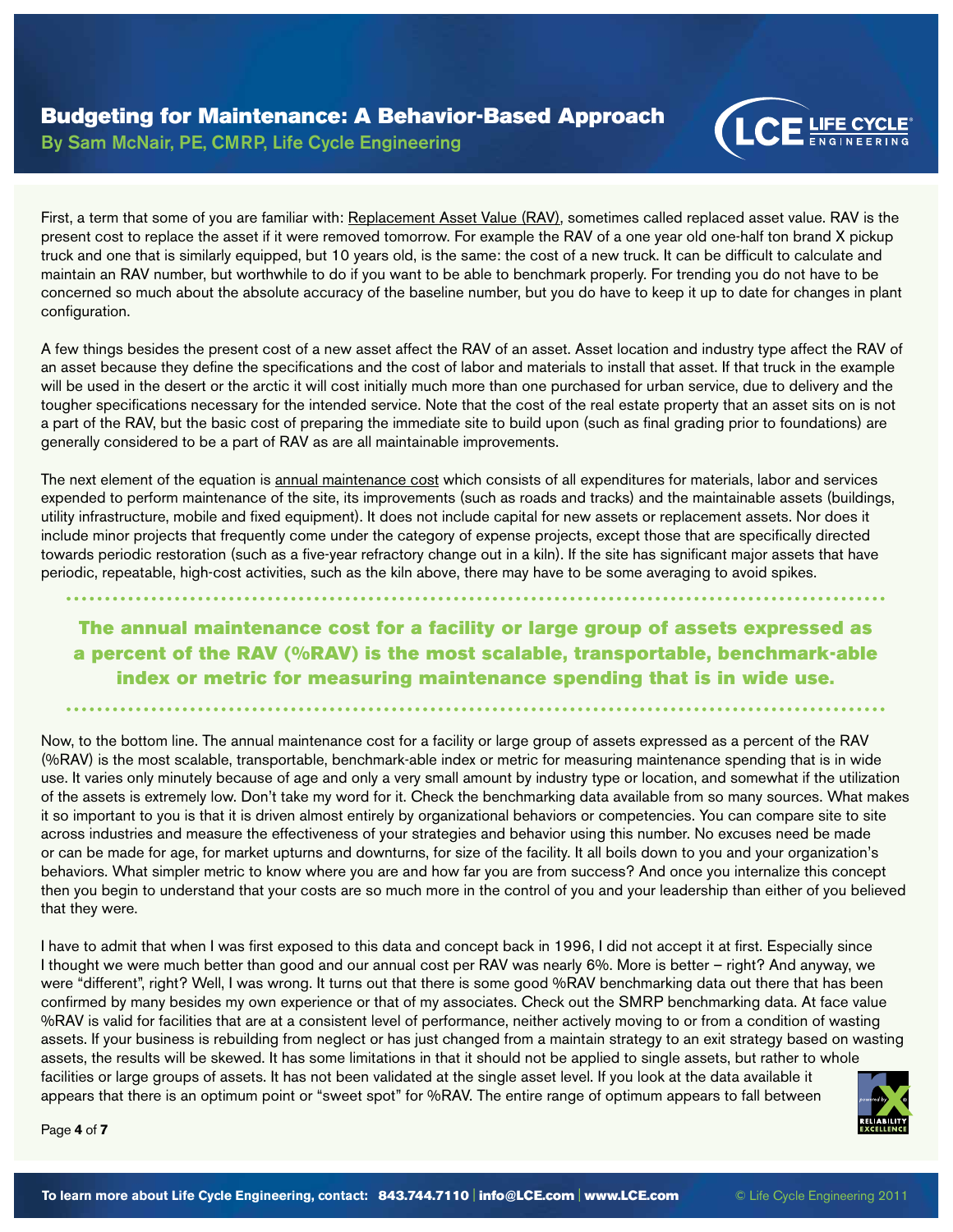First, a term that some of you are familiar with: Replacement Asset Value (RAV), sometimes called replaced asset value. RAV is the present cost to replace the asset if it were removed tomorrow. For example the RAV of a one year old one-half ton brand X pickup truck and one that is similarly equipped, but 10 years old, is the same: the cost of a new truck. It can be difficult to calculate and maintain an RAV number, but worthwhile to do if you want to be able to benchmark properly. For trending you do not have to be concerned so much about the absolute accuracy of the baseline number, but you do have to keep it up to date for changes in plant configuration.

A few things besides the present cost of a new asset affect the RAV of an asset. Asset location and industry type affect the RAV of an asset because they define the specifications and the cost of labor and materials to install that asset. If that truck in the example will be used in the desert or the arctic it will cost initially much more than one purchased for urban service, due to delivery and the tougher specifications necessary for the intended service. Note that the cost of the real estate property that an asset sits on is not a part of the RAV, but the basic cost of preparing the immediate site to build upon (such as final grading prior to foundations) are generally considered to be a part of RAV as are all maintainable improvements.

The next element of the equation is annual maintenance cost which consists of all expenditures for materials, labor and services expended to perform maintenance of the site, its improvements (such as roads and tracks) and the maintainable assets (buildings, utility infrastructure, mobile and fixed equipment). It does not include capital for new assets or replacement assets. Nor does it include minor projects that frequently come under the category of expense projects, except those that are specifically directed towards periodic restoration (such as a five-year refractory change out in a kiln). If the site has significant major assets that have periodic, repeatable, high-cost activities, such as the kiln above, there may have to be some averaging to avoid spikes.

**The annual maintenance cost for a facility or large group of assets expressed as a percent of the RAV (%RAV) is the most scalable, transportable, benchmark-able index or metric for measuring maintenance spending that is in wide use.**

Now, to the bottom line. The annual maintenance cost for a facility or large group of assets expressed as a percent of the RAV (%RAV) is the most scalable, transportable, benchmark-able index or metric for measuring maintenance spending that is in wide use. It varies only minutely because of age and only a very small amount by industry type or location, and somewhat if the utilization of the assets is extremely low. Don't take my word for it. Check the benchmarking data available from so many sources. What makes it so important to you is that it is driven almost entirely by organizational behaviors or competencies. You can compare site to site across industries and measure the effectiveness of your strategies and behavior using this number. No excuses need be made or can be made for age, for market upturns and downturns, for size of the facility. It all boils down to you and your organization's behaviors. What simpler metric to know where you are and how far you are from success? And once you internalize this concept then you begin to understand that your costs are so much more in the control of you and your leadership than either of you believed that they were.

I have to admit that when I was first exposed to this data and concept back in 1996, I did not accept it at first. Especially since I thought we were much better than good and our annual cost per RAV was nearly 6%. More is better – right? And anyway, we were "different", right? Well, I was wrong. It turns out that there is some good %RAV benchmarking data out there that has been confirmed by many besides my own experience or that of my associates. Check out the SMRP benchmarking data. At face value %RAV is valid for facilities that are at a consistent level of performance, neither actively moving to or from a condition of wasting assets. If your business is rebuilding from neglect or has just changed from a maintain strategy to an exit strategy based on wasting assets, the results will be skewed. It has some limitations in that it should not be applied to single assets, but rather to whole facilities or large groups of assets. It has not been validated at the single asset level. If you look at the data available it appears that there is an optimum point or "sweet spot" for %RAV. The entire range of optimum appears to fall between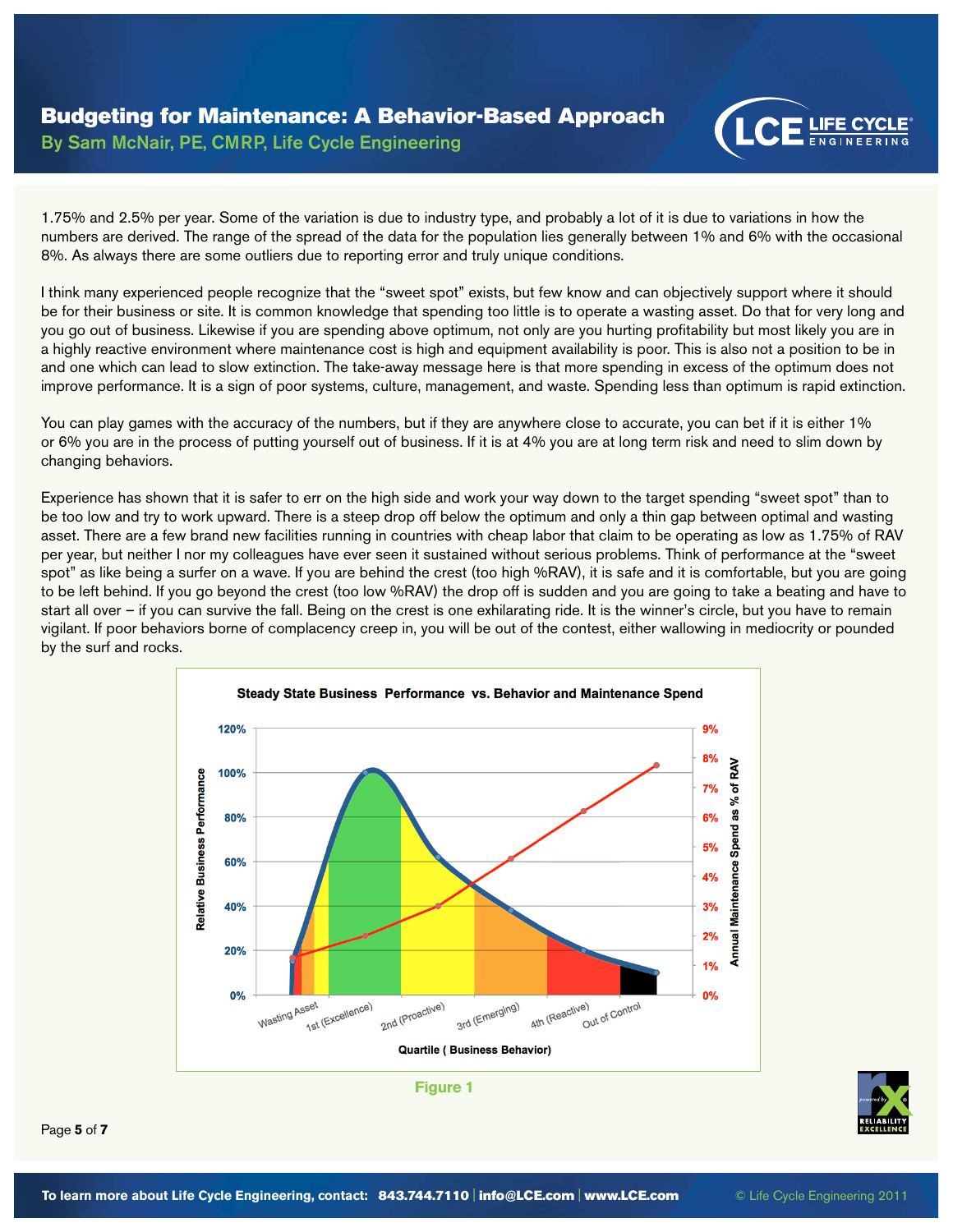1.75% and 2.5% per year. Some of the variation is due to industry type, and probably a lot of it is due to variations in how the numbers are derived. The range of the spread of the data for the population lies generally between 1% and 6% with the occasional 8%. As always there are some outliers due to reporting error and truly unique conditions.

I think many experienced people recognize that the "sweet spot" exists, but few know and can objectively support where it should be for their business or site. It is common knowledge that spending too little is to operate a wasting asset. Do that for very long and you go out of business. Likewise if you are spending above optimum, not only are you hurting profitability but most likely you are in a highly reactive environment where maintenance cost is high and equipment availability is poor. This is also not a position to be in and one which can lead to slow extinction. The take-away message here is that more spending in excess of the optimum does not improve performance. It is a sign of poor systems, culture, management, and waste. Spending less than optimum is rapid extinction.

You can play games with the accuracy of the numbers, but if they are anywhere close to accurate, you can bet if it is either 1% or 6% you are in the process of putting yourself out of business. If it is at 4% you are at long term risk and need to slim down by changing behaviors.

Experience has shown that it is safer to err on the high side and work your way down to the target spending "sweet spot" than to be too low and try to work upward. There is a steep drop off below the optimum and only a thin gap between optimal and wasting asset. There are a few brand new facilities running in countries with cheap labor that claim to be operating as low as 1.75% of RAV per year, but neither I nor my colleagues have ever seen it sustained without serious problems. Think of performance at the "sweet spot" as like being a surfer on a wave. If you are behind the crest (too high %RAV), it is safe and it is comfortable, but you are going to be left behind. If you go beyond the crest (too low %RAV) the drop off is sudden and you are going to take a beating and have to start all over – if you can survive the fall. Being on the crest is one exhilarating ride. It is the winner's circle, but you have to remain vigilant. If poor behaviors borne of complacency creep in, you will be out of the contest, either wallowing in mediocrity or pounded by the surf and rocks.

**Steady State Business Performance vs. Behavior and Maintenance Spend**

Figure 1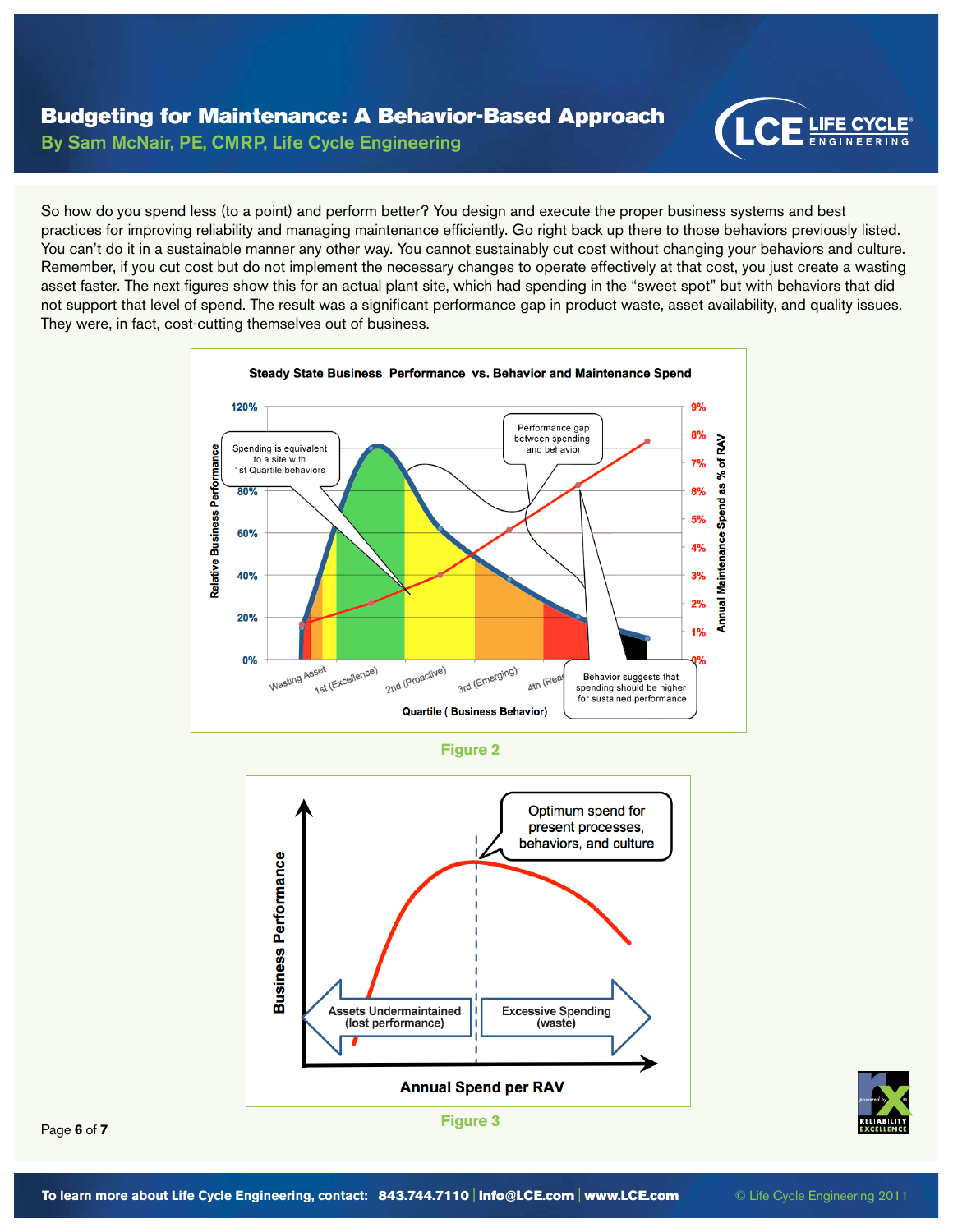So how do you spend less (to a point) and perform better? You design and execute the proper business systems and best practices for improving reliability and managing maintenance efficiently. Go right back up there to those behaviors previously listed. You can't do it in a sustainable manner any other way. You cannot sustainably cut cost without changing your behaviors and culture. Remember, if you cut cost but do not implement the necessary changes to operate effectively at that cost, you just create a wasting asset faster. The next figures show this for an actual plant site, which had spending in the "sweet spot" but with behaviors that did not support that level of spend. The result was a significant performance gap in product waste, asset availability, and quality issues. They were, in fact, cost-cutting themselves out of business.

Figure 2

Figure 3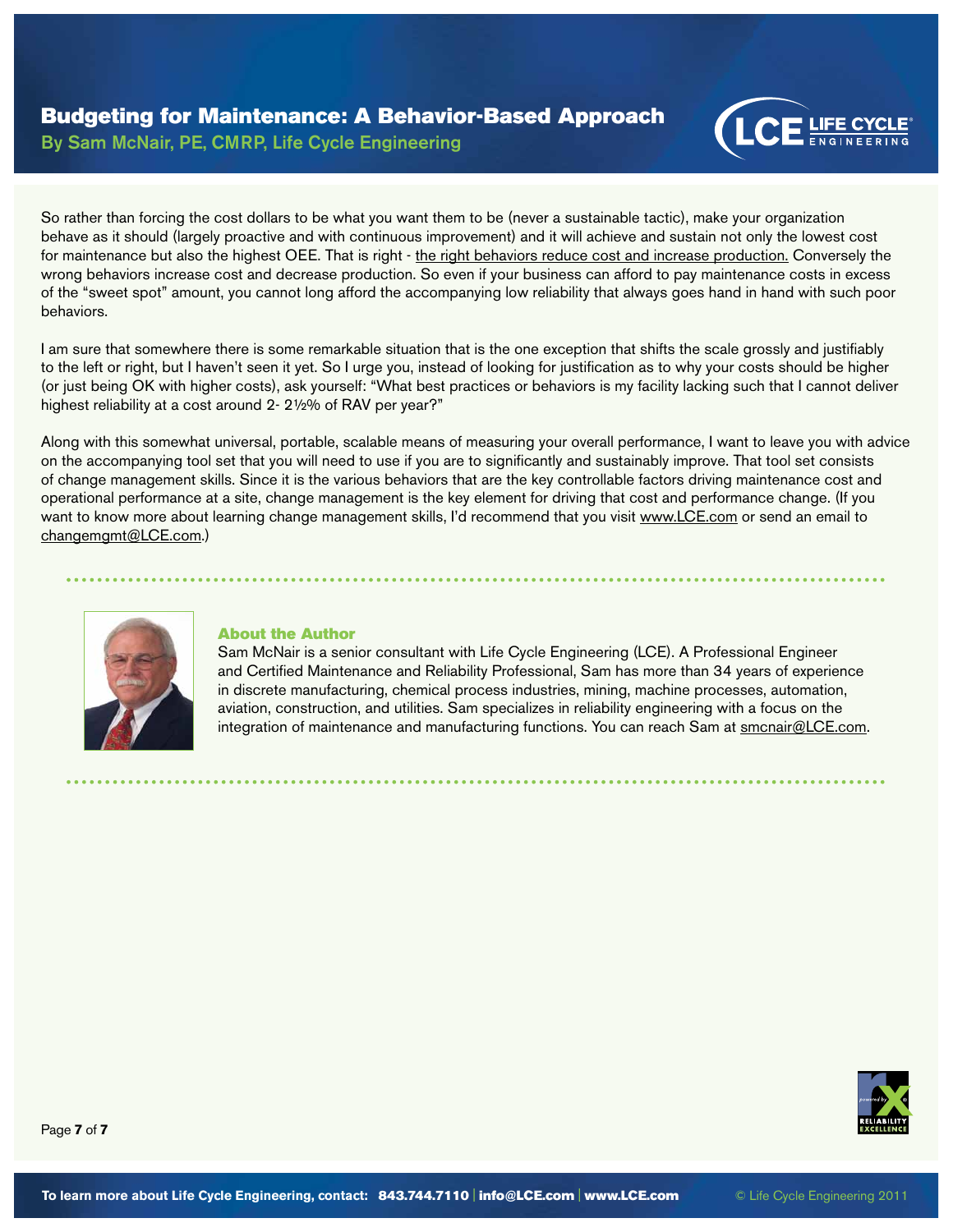So rather than forcing the cost dollars to be what you want them to be (never a sustainable tactic), make your organization behave as it should (largely proactive and with continuous improvement) and it will achieve and sustain not only the lowest cost for maintenance but also the highest OEE. That is right - the right behaviors reduce cost and increase production. Conversely the wrong behaviors increase cost and decrease production. So even if your business can afford to pay maintenance costs in excess of the "sweet spot" amount, you cannot long afford the accompanying low reliability that always goes hand in hand with such poor behaviors.

I am sure that somewhere there is some remarkable situation that is the one exception that shifts the scale grossly and justifiably to the left or right, but I haven't seen it yet. So I urge you, instead of looking for justification as to why your costs should be higher (or just being OK with higher costs), ask yourself: "What best practices or behaviors is my facility lacking such that I cannot deliver highest reliability at a cost around 2- 2½% of RAV per year?"

Along with this somewhat universal, portable, scalable means of measuring your overall performance, I want to leave you with advice on the accompanying tool set that you will need to use if you are to significantly and sustainably improve. That tool set consists of change management skills. Since it is the various behaviors that are the key controllable factors driving maintenance cost and operational performance at a site, change management is the key element for driving that cost and performance change. (If you want to know more about learning change management skills, I'd recommend that you visit www.LCE.com or send an email to changemgmt@LCE.com.)

### About the Author

Sam McNair is a senior consultant with Life Cycle Engineering (LCE). A Professional Engineer and Certified Maintenance and Reliability Professional, Sam has more than 34 years of experience in discrete manufacturing, chemical process industries, mining, machine processes, automation, aviation, construction, and utilities. Sam specializes in reliability engineering with a focus on the integration of maintenance and manufacturing functions. You can reach Sam at smcnair@LCE.com.